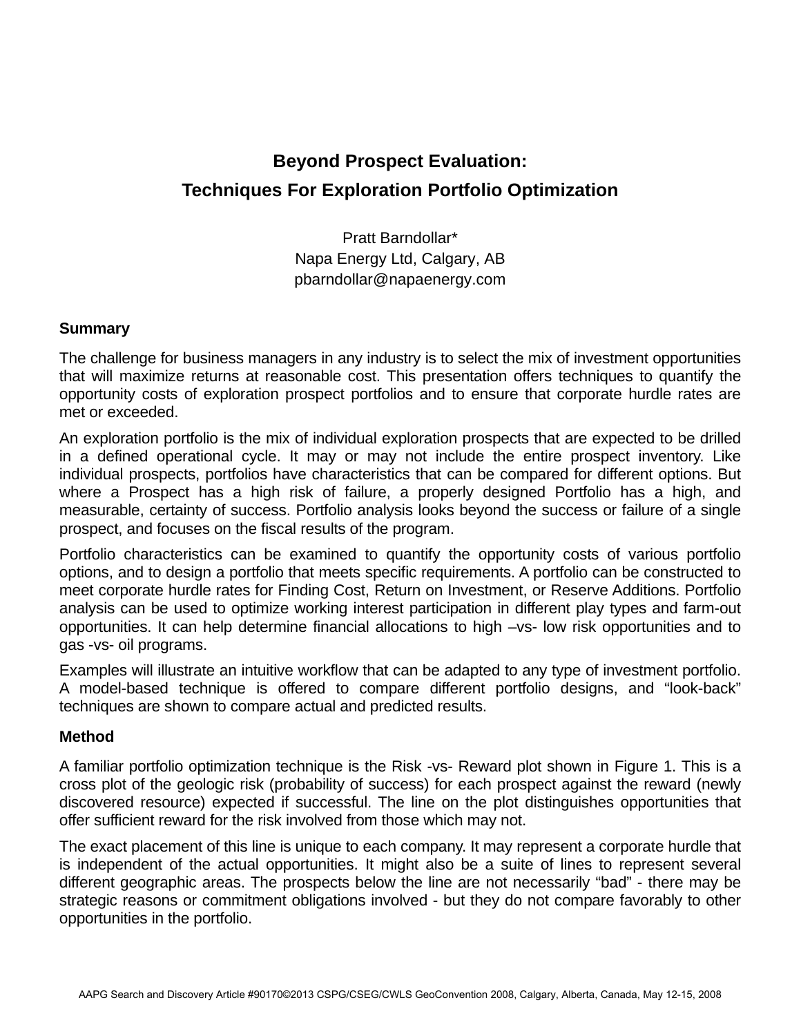# Beyond Prospect Evaluation:
# Techniques For Exploration Portfolio Optimization

Pratt Barndollar*
Napa Energy Ltd, Calgary, AB
pbarndollar@napaenergy.com

## Summary

The challenge for business managers in any industry is to select the mix of investment opportunities that will maximize returns at reasonable cost. This presentation offers techniques to quantify the opportunity costs of exploration prospect portfolios and to ensure that corporate hurdle rates are met or exceeded.

An exploration portfolio is the mix of individual exploration prospects that are expected to be drilled in a defined operational cycle. It may or may not include the entire prospect inventory. Like individual prospects, portfolios have characteristics that can be compared for different options. But where a Prospect has a high risk of failure, a properly designed Portfolio has a high, and measurable, certainty of success. Portfolio analysis looks beyond the success or failure of a single prospect, and focuses on the fiscal results of the program.

Portfolio characteristics can be examined to quantify the opportunity costs of various portfolio options, and to design a portfolio that meets specific requirements. A portfolio can be constructed to meet corporate hurdle rates for Finding Cost, Return on Investment, or Reserve Additions. Portfolio analysis can be used to optimize working interest participation in different play types and farm-out opportunities. It can help determine financial allocations to high –vs- low risk opportunities and to gas -vs- oil programs.

Examples will illustrate an intuitive workflow that can be adapted to any type of investment portfolio. A model-based technique is offered to compare different portfolio designs, and "look-back" techniques are shown to compare actual and predicted results.

## Method

A familiar portfolio optimization technique is the Risk -vs- Reward plot shown in Figure 1. This is a cross plot of the geologic risk (probability of success) for each prospect against the reward (newly discovered resource) expected if successful. The line on the plot distinguishes opportunities that offer sufficient reward for the risk involved from those which may not.

The exact placement of this line is unique to each company. It may represent a corporate hurdle that is independent of the actual opportunities. It might also be a suite of lines to represent several different geographic areas. The prospects below the line are not necessarily "bad" - there may be strategic reasons or commitment obligations involved - but they do not compare favorably to other opportunities in the portfolio.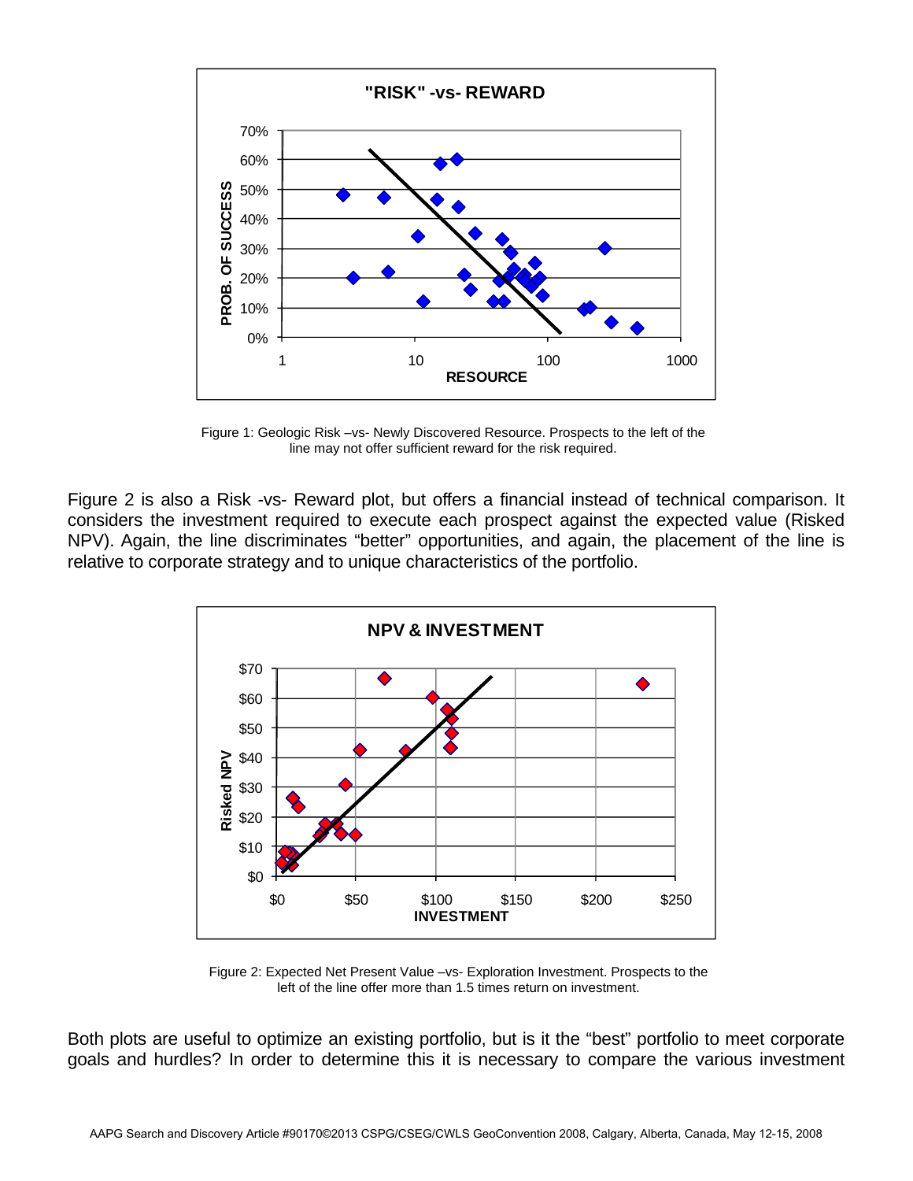Figure 1: Geologic Risk –vs- Newly Discovered Resource. Prospects to the left of the line may not offer sufficient reward for the risk required.

Figure 2 is also a Risk -vs- Reward plot, but offers a financial instead of technical comparison. It considers the investment required to execute each prospect against the expected value (Risked NPV). Again, the line discriminates "better" opportunities, and again, the placement of the line is relative to corporate strategy and to unique characteristics of the portfolio.

Figure 2: Expected Net Present Value –vs- Exploration Investment. Prospects to the left of the line offer more than 1.5 times return on investment.

Both plots are useful to optimize an existing portfolio, but is it the "best" portfolio to meet corporate goals and hurdles? In order to determine this it is necessary to compare the various investment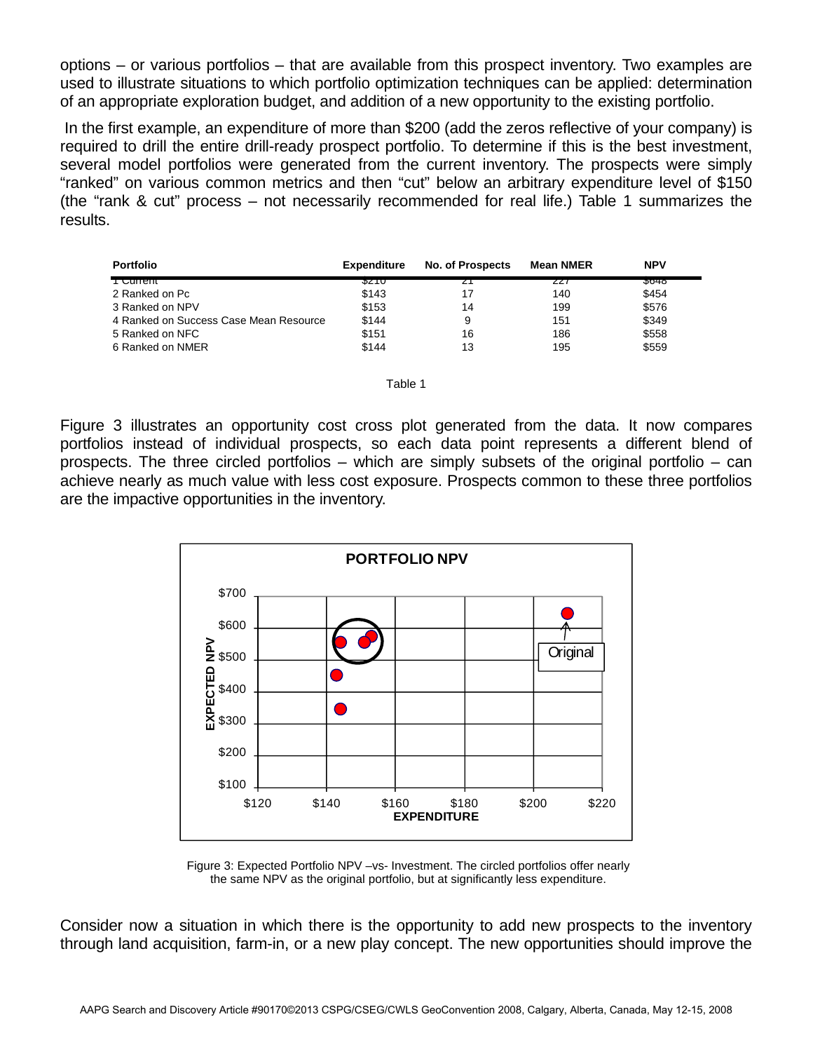options – or various portfolios – that are available from this prospect inventory. Two examples are used to illustrate situations to which portfolio optimization techniques can be applied: determination of an appropriate exploration budget, and addition of a new opportunity to the existing portfolio.

In the first example, an expenditure of more than $200 (add the zeros reflective of your company) is required to drill the entire drill-ready prospect portfolio. To determine if this is the best investment, several model portfolios were generated from the current inventory. The prospects were simply "ranked" on various common metrics and then "cut" below an arbitrary expenditure level of $150 (the "rank & cut" process – not necessarily recommended for real life.) Table 1 summarizes the results.

| Portfolio | Expenditure | No. of Prospects | Mean NMER | NPV |
|---|---|---|---|---|
| 1 Current | $210 | 21 | 227 | $648 |
| 2 Ranked on Pc | $143 | 17 | 140 | $454 |
| 3 Ranked on NPV | $153 | 14 | 199 | $576 |
| 4 Ranked on Success Case Mean Resource | $144 | 9 | 151 | $349 |
| 5 Ranked on NFC | $151 | 16 | 186 | $558 |
| 6 Ranked on NMER | $144 | 13 | 195 | $559 |

Table 1

Figure 3 illustrates an opportunity cost cross plot generated from the data. It now compares portfolios instead of individual prospects, so each data point represents a different blend of prospects. The three circled portfolios – which are simply subsets of the original portfolio – can achieve nearly as much value with less cost exposure. Prospects common to these three portfolios are the impactive opportunities in the inventory.

Figure 3: Expected Portfolio NPV –vs- Investment. The circled portfolios offer nearly the same NPV as the original portfolio, but at significantly less expenditure.

Consider now a situation in which there is the opportunity to add new prospects to the inventory through land acquisition, farm-in, or a new play concept. The new opportunities should improve the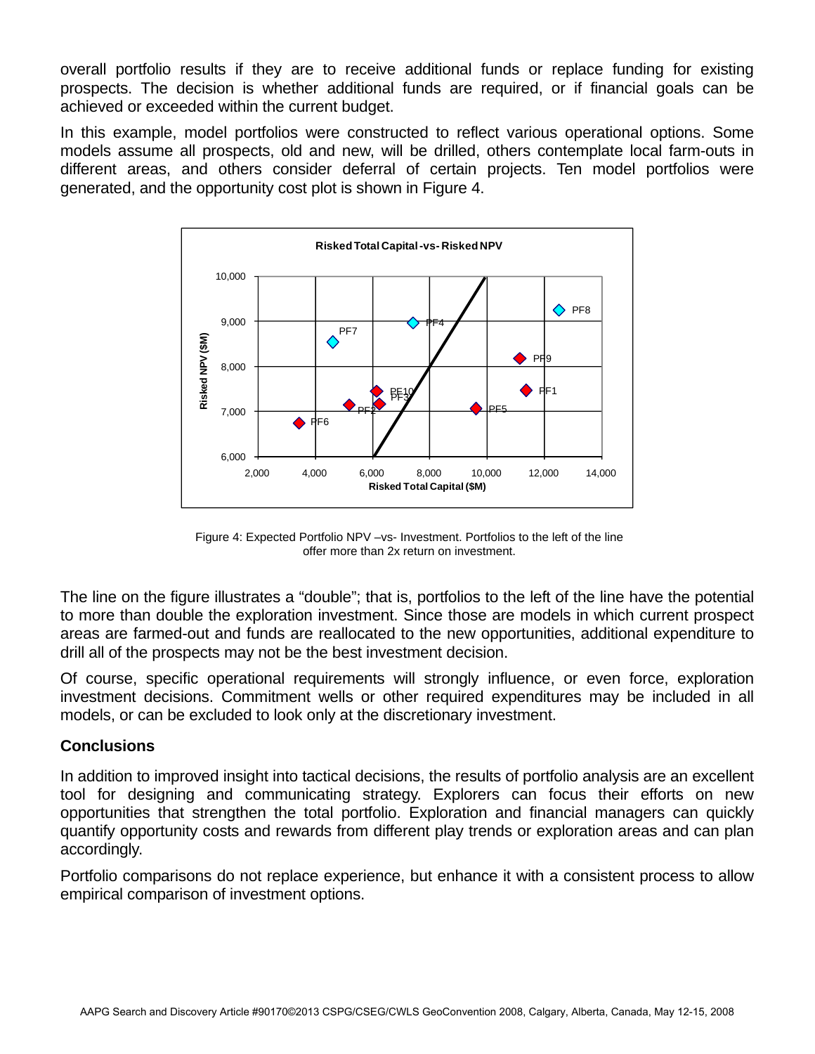overall portfolio results if they are to receive additional funds or replace funding for existing prospects. The decision is whether additional funds are required, or if financial goals can be achieved or exceeded within the current budget.

In this example, model portfolios were constructed to reflect various operational options. Some models assume all prospects, old and new, will be drilled, others contemplate local farm-outs in different areas, and others consider deferral of certain projects. Ten model portfolios were generated, and the opportunity cost plot is shown in Figure 4.

Risked Total Capital -vs- Risked NPV

Risked NPV ($M)

10,000
9,000
8,000
7,000
6,000

2,000
4,000
6,000
8,000
10,000
12,000
14,000

Risked Total Capital ($M)

PF1
PF2
PF3
PF4
PF5
PF6
PF7
PF8
PF9
PF10

Figure 4: Expected Portfolio NPV –vs- Investment. Portfolios to the left of the line offer more than 2x return on investment.

The line on the figure illustrates a "double"; that is, portfolios to the left of the line have the potential to more than double the exploration investment. Since those are models in which current prospect areas are farmed-out and funds are reallocated to the new opportunities, additional expenditure to drill all of the prospects may not be the best investment decision.

Of course, specific operational requirements will strongly influence, or even force, exploration investment decisions. Commitment wells or other required expenditures may be included in all models, or can be excluded to look only at the discretionary investment.

## Conclusions

In addition to improved insight into tactical decisions, the results of portfolio analysis are an excellent tool for designing and communicating strategy. Explorers can focus their efforts on new opportunities that strengthen the total portfolio. Exploration and financial managers can quickly quantify opportunity costs and rewards from different play trends or exploration areas and can plan accordingly.

Portfolio comparisons do not replace experience, but enhance it with a consistent process to allow empirical comparison of investment options.